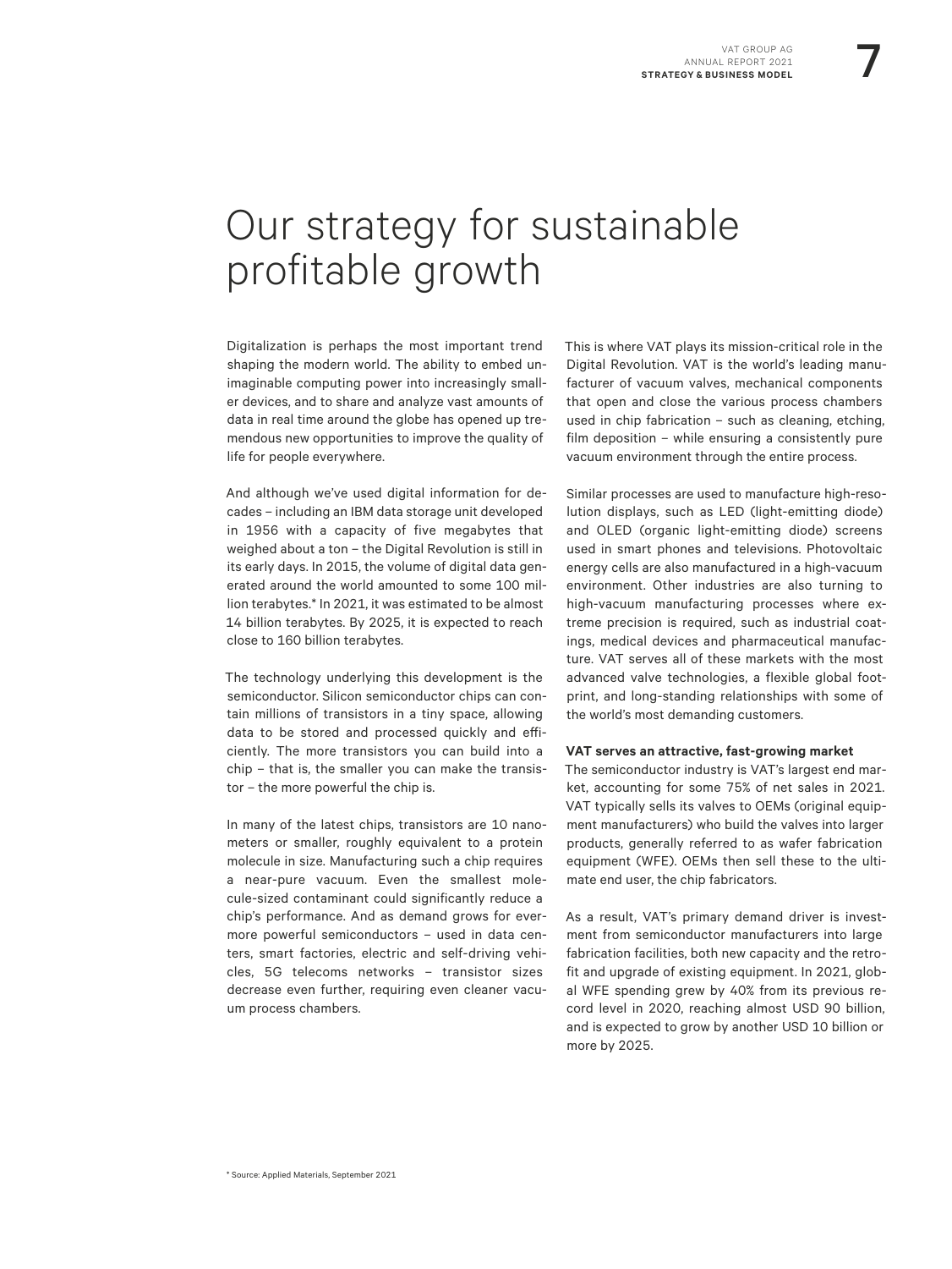# Our strategy for sustainable profitable growth

Digitalization is perhaps the most important trend shaping the modern world. The ability to embed unimaginable computing power into increasingly smaller devices, and to share and analyze vast amounts of data in real time around the globe has opened up tremendous new opportunities to improve the quality of life for people everywhere.

And although we've used digital information for decades – including an IBM data storage unit developed in 1956 with a capacity of five megabytes that weighed about a ton – the Digital Revolution is still in its early days. In 2015, the volume of digital data generated around the world amounted to some 100 million terabytes.* In 2021, it was estimated to be almost 14 billion terabytes. By 2025, it is expected to reach close to 160 billion terabytes.

The technology underlying this development is the semiconductor. Silicon semiconductor chips can contain millions of transistors in a tiny space, allowing data to be stored and processed quickly and efficiently. The more transistors you can build into a chip – that is, the smaller you can make the transistor – the more powerful the chip is.

In many of the latest chips, transistors are 10 nanometers or smaller, roughly equivalent to a protein molecule in size. Manufacturing such a chip requires a near-pure vacuum. Even the smallest molecule-sized contaminant could significantly reduce a chip's performance. And as demand grows for evermore powerful semiconductors – used in data centers, smart factories, electric and self-driving vehicles, 5G telecoms networks – transistor sizes decrease even further, requiring even cleaner vacuum process chambers.

This is where VAT plays its mission-critical role in the Digital Revolution. VAT is the world's leading manufacturer of vacuum valves, mechanical components that open and close the various process chambers used in chip fabrication – such as cleaning, etching, film deposition – while ensuring a consistently pure vacuum environment through the entire process.

Similar processes are used to manufacture high-resolution displays, such as LED (light-emitting diode) and OLED (organic light-emitting diode) screens used in smart phones and televisions. Photovoltaic energy cells are also manufactured in a high-vacuum environment. Other industries are also turning to high-vacuum manufacturing processes where extreme precision is required, such as industrial coatings, medical devices and pharmaceutical manufacture. VAT serves all of these markets with the most advanced valve technologies, a flexible global footprint, and long-standing relationships with some of the world's most demanding customers.

**VAT serves an attractive, fast-growing market**
The semiconductor industry is VAT's largest end market, accounting for some 75% of net sales in 2021. VAT typically sells its valves to OEMs (original equipment manufacturers) who build the valves into larger products, generally referred to as wafer fabrication equipment (WFE). OEMs then sell these to the ultimate end user, the chip fabricators.

As a result, VAT's primary demand driver is investment from semiconductor manufacturers into large fabrication facilities, both new capacity and the retrofit and upgrade of existing equipment. In 2021, global WFE spending grew by 40% from its previous record level in 2020, reaching almost USD 90 billion, and is expected to grow by another USD 10 billion or more by 2025.

\* Source: Applied Materials, September 2021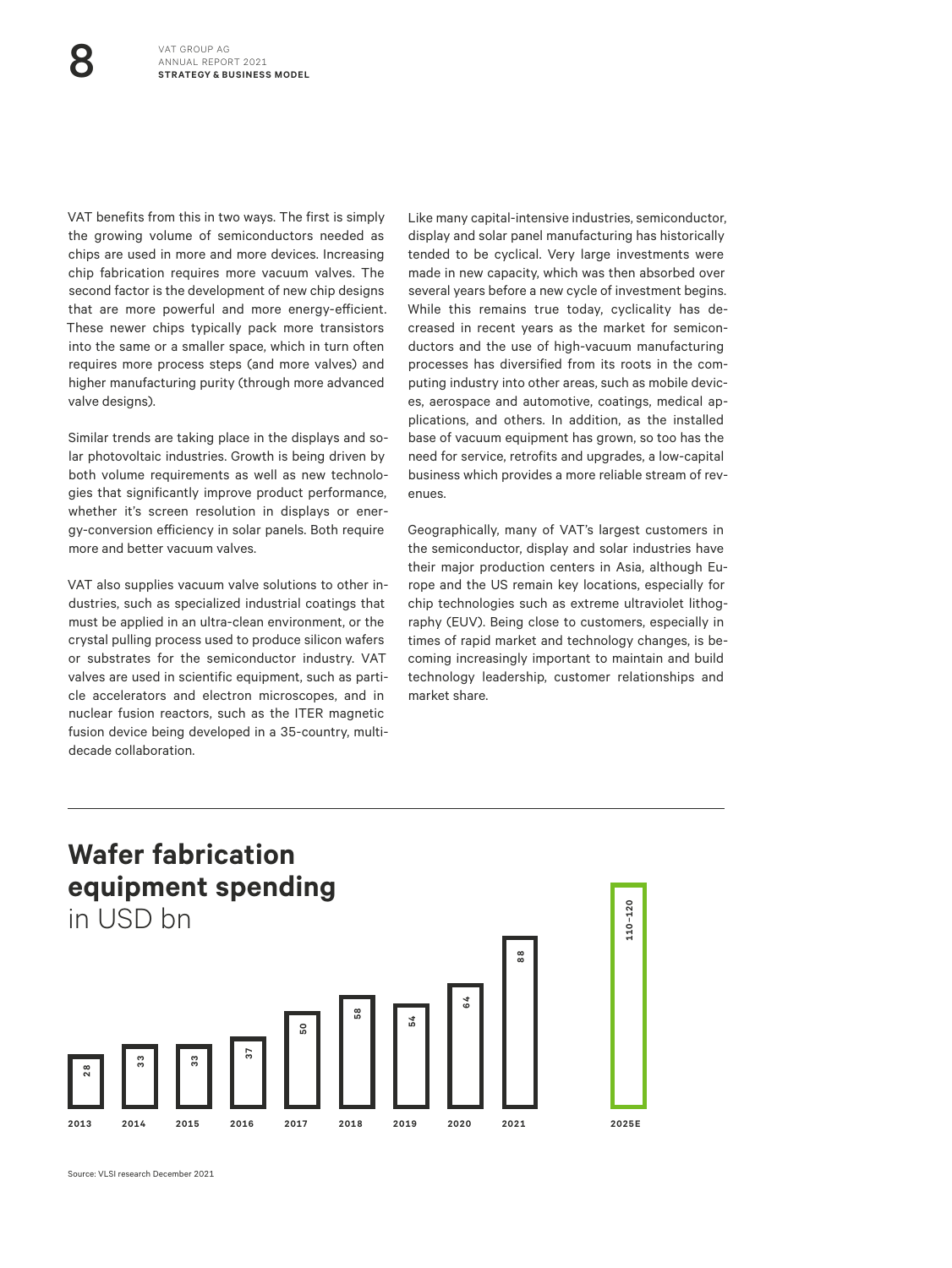VAT benefits from this in two ways. The first is simply the growing volume of semiconductors needed as chips are used in more and more devices. Increasing chip fabrication requires more vacuum valves. The second factor is the development of new chip designs that are more powerful and more energy-efficient. These newer chips typically pack more transistors into the same or a smaller space, which in turn often requires more process steps (and more valves) and higher manufacturing purity (through more advanced valve designs).

Similar trends are taking place in the displays and solar photovoltaic industries. Growth is being driven by both volume requirements as well as new technologies that significantly improve product performance, whether it's screen resolution in displays or energy-conversion efficiency in solar panels. Both require more and better vacuum valves.

VAT also supplies vacuum valve solutions to other industries, such as specialized industrial coatings that must be applied in an ultra-clean environment, or the crystal pulling process used to produce silicon wafers or substrates for the semiconductor industry. VAT valves are used in scientific equipment, such as particle accelerators and electron microscopes, and in nuclear fusion reactors, such as the ITER magnetic fusion device being developed in a 35-country, multi-decade collaboration.

Like many capital-intensive industries, semiconductor, display and solar panel manufacturing has historically tended to be cyclical. Very large investments were made in new capacity, which was then absorbed over several years before a new cycle of investment begins. While this remains true today, cyclicality has decreased in recent years as the market for semiconductors and the use of high-vacuum manufacturing processes has diversified from its roots in the computing industry into other areas, such as mobile devices, aerospace and automotive, coatings, medical applications, and others. In addition, as the installed base of vacuum equipment has grown, so too has the need for service, retrofits and upgrades, a low-capital business which provides a more reliable stream of revenues.

Geographically, many of VAT's largest customers in the semiconductor, display and solar industries have their major production centers in Asia, although Europe and the US remain key locations, especially for chip technologies such as extreme ultraviolet lithography (EUV). Being close to customers, especially in times of rapid market and technology changes, is becoming increasingly important to maintain and build technology leadership, customer relationships and market share.

## Wafer fabrication equipment spending
in USD bn

| Year | USD bn |
|---|---|
| 2013 | 28 |
| 2014 | 33 |
| 2015 | 33 |
| 2016 | 37 |
| 2017 | 50 |
| 2018 | 58 |
| 2019 | 54 |
| 2020 | 64 |
| 2021 | 88 |
| 2025E | 110–120 |

Source: VLSI research December 2021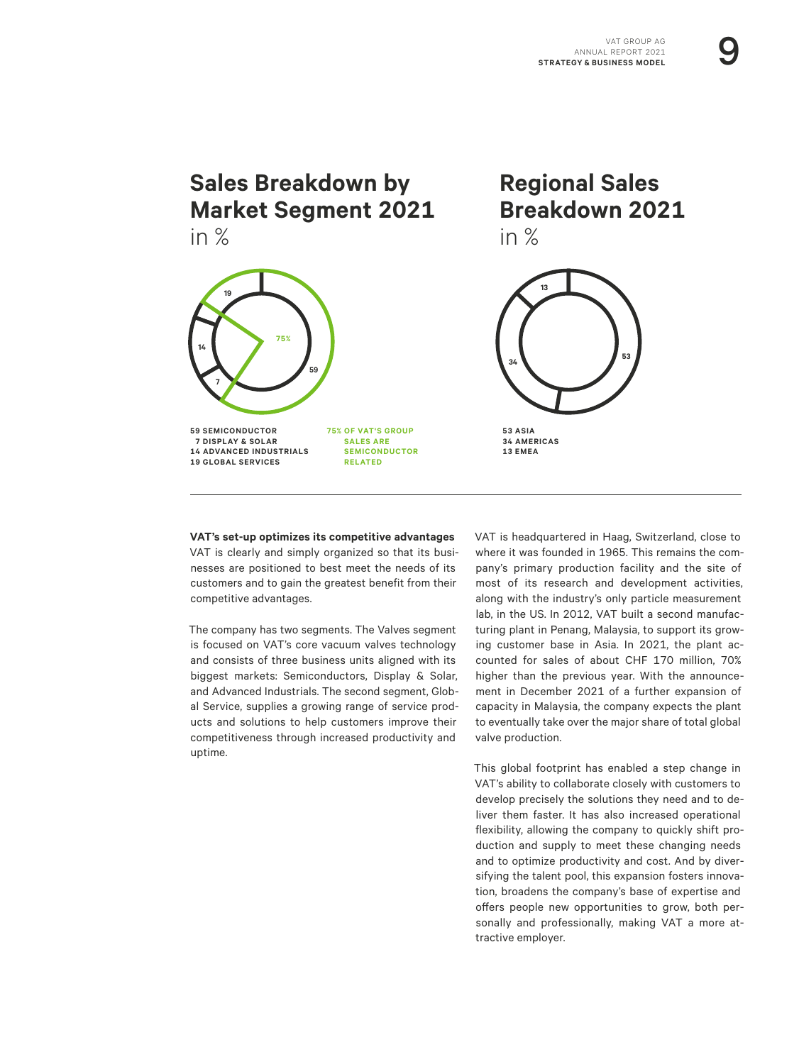## Sales Breakdown by Market Segment 2021

in %

59 SEMICONDUCTOR
7 DISPLAY & SOLAR
14 ADVANCED INDUSTRIALS
19 GLOBAL SERVICES

75% OF VAT'S GROUP SALES ARE SEMICONDUCTOR RELATED

## Regional Sales Breakdown 2021

in %

53 ASIA
34 AMERICAS
13 EMEA

**VAT's set-up optimizes its competitive advantages**
VAT is clearly and simply organized so that its businesses are positioned to best meet the needs of its customers and to gain the greatest benefit from their competitive advantages.

The company has two segments. The Valves segment is focused on VAT's core vacuum valves technology and consists of three business units aligned with its biggest markets: Semiconductors, Display & Solar, and Advanced Industrials. The second segment, Global Service, supplies a growing range of service products and solutions to help customers improve their competitiveness through increased productivity and uptime.

VAT is headquartered in Haag, Switzerland, close to where it was founded in 1965. This remains the company's primary production facility and the site of most of its research and development activities, along with the industry's only particle measurement lab, in the US. In 2012, VAT built a second manufacturing plant in Penang, Malaysia, to support its growing customer base in Asia. In 2021, the plant accounted for sales of about CHF 170 million, 70% higher than the previous year. With the announcement in December 2021 of a further expansion of capacity in Malaysia, the company expects the plant to eventually take over the major share of total global valve production.

This global footprint has enabled a step change in VAT's ability to collaborate closely with customers to develop precisely the solutions they need and to deliver them faster. It has also increased operational flexibility, allowing the company to quickly shift production and supply to meet these changing needs and to optimize productivity and cost. And by diversifying the talent pool, this expansion fosters innovation, broadens the company's base of expertise and offers people new opportunities to grow, both personally and professionally, making VAT a more attractive employer.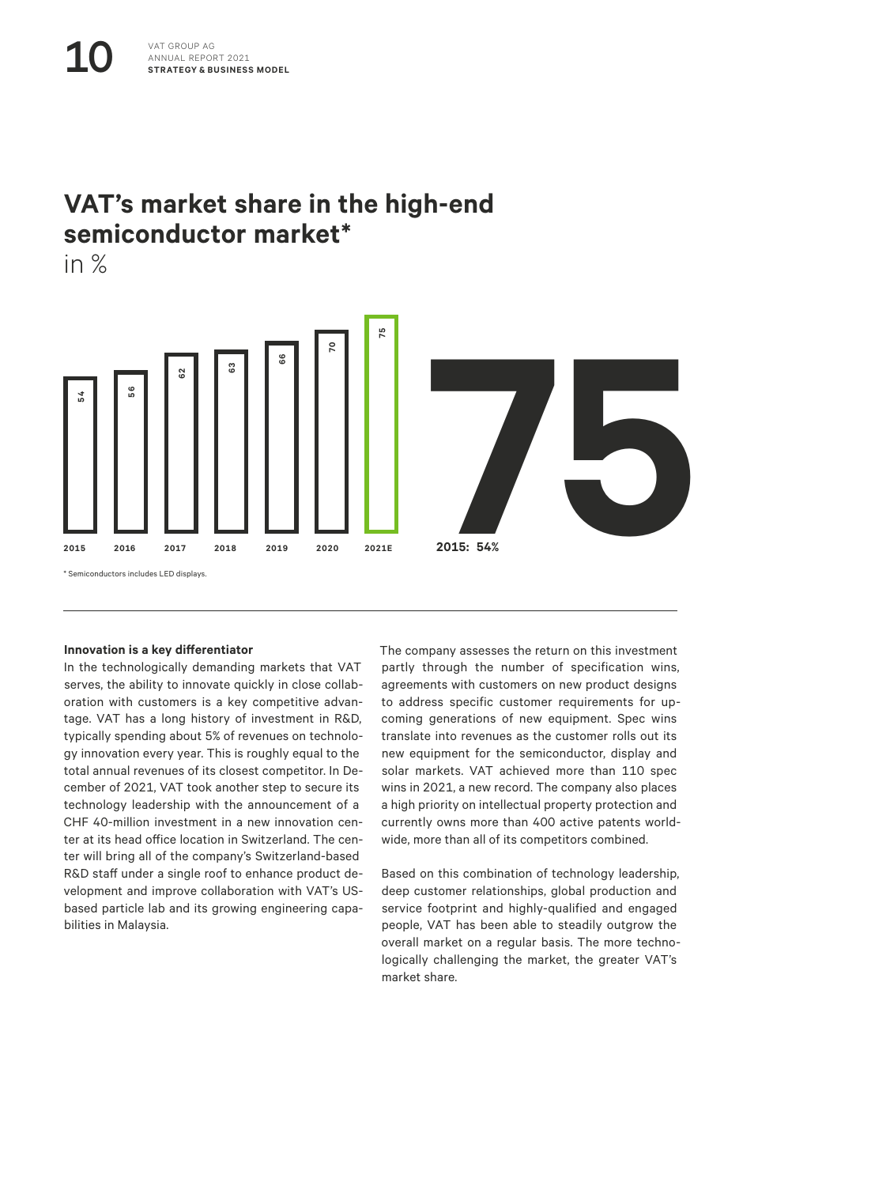## VAT's market share in the high-end semiconductor market*

in %

| 2015 | 2016 | 2017 | 2018 | 2019 | 2020 | 2021E |
|---|---|---|---|---|---|---|
| 54 | 56 | 62 | 63 | 66 | 70 | 75 |

**75**

2015: 54%

* Semiconductors includes LED displays.

**Innovation is a key differentiator**

In the technologically demanding markets that VAT serves, the ability to innovate quickly in close collaboration with customers is a key competitive advantage. VAT has a long history of investment in R&D, typically spending about 5% of revenues on technology innovation every year. This is roughly equal to the total annual revenues of its closest competitor. In December of 2021, VAT took another step to secure its technology leadership with the announcement of a CHF 40-million investment in a new innovation center at its head office location in Switzerland. The center will bring all of the company's Switzerland-based R&D staff under a single roof to enhance product development and improve collaboration with VAT's US-based particle lab and its growing engineering capabilities in Malaysia.

The company assesses the return on this investment partly through the number of specification wins, agreements with customers on new product designs to address specific customer requirements for upcoming generations of new equipment. Spec wins translate into revenues as the customer rolls out its new equipment for the semiconductor, display and solar markets. VAT achieved more than 110 spec wins in 2021, a new record. The company also places a high priority on intellectual property protection and currently owns more than 400 active patents worldwide, more than all of its competitors combined.

Based on this combination of technology leadership, deep customer relationships, global production and service footprint and highly-qualified and engaged people, VAT has been able to steadily outgrow the overall market on a regular basis. The more technologically challenging the market, the greater VAT's market share.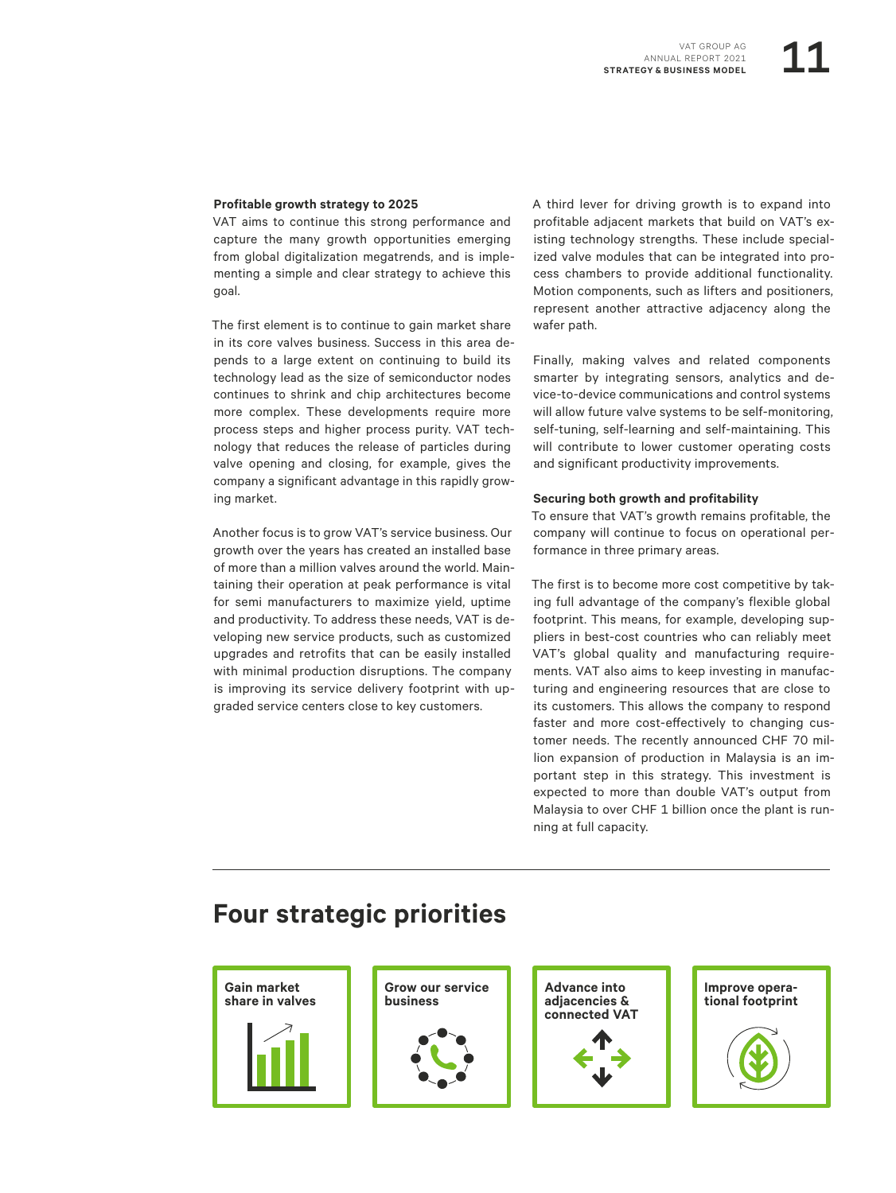**Profitable growth strategy to 2025**

VAT aims to continue this strong performance and capture the many growth opportunities emerging from global digitalization megatrends, and is implementing a simple and clear strategy to achieve this goal.

The first element is to continue to gain market share in its core valves business. Success in this area depends to a large extent on continuing to build its technology lead as the size of semiconductor nodes continues to shrink and chip architectures become more complex. These developments require more process steps and higher process purity. VAT technology that reduces the release of particles during valve opening and closing, for example, gives the company a significant advantage in this rapidly growing market.

Another focus is to grow VAT's service business. Our growth over the years has created an installed base of more than a million valves around the world. Maintaining their operation at peak performance is vital for semi manufacturers to maximize yield, uptime and productivity. To address these needs, VAT is developing new service products, such as customized upgrades and retrofits that can be easily installed with minimal production disruptions. The company is improving its service delivery footprint with upgraded service centers close to key customers.

A third lever for driving growth is to expand into profitable adjacent markets that build on VAT's existing technology strengths. These include specialized valve modules that can be integrated into process chambers to provide additional functionality. Motion components, such as lifters and positioners, represent another attractive adjacency along the wafer path.

Finally, making valves and related components smarter by integrating sensors, analytics and device-to-device communications and control systems will allow future valve systems to be self-monitoring, self-tuning, self-learning and self-maintaining. This will contribute to lower customer operating costs and significant productivity improvements.

**Securing both growth and profitability**

To ensure that VAT's growth remains profitable, the company will continue to focus on operational performance in three primary areas.

The first is to become more cost competitive by taking full advantage of the company's flexible global footprint. This means, for example, developing suppliers in best-cost countries who can reliably meet VAT's global quality and manufacturing requirements. VAT also aims to keep investing in manufacturing and engineering resources that are close to its customers. This allows the company to respond faster and more cost-effectively to changing customer needs. The recently announced CHF 70 million expansion of production in Malaysia is an important step in this strategy. This investment is expected to more than double VAT's output from Malaysia to over CHF 1 billion once the plant is running at full capacity.

## Four strategic priorities

- **Gain market share in valves**
- **Grow our service business**
- **Advance into adjacencies & connected VAT**
- **Improve operational footprint**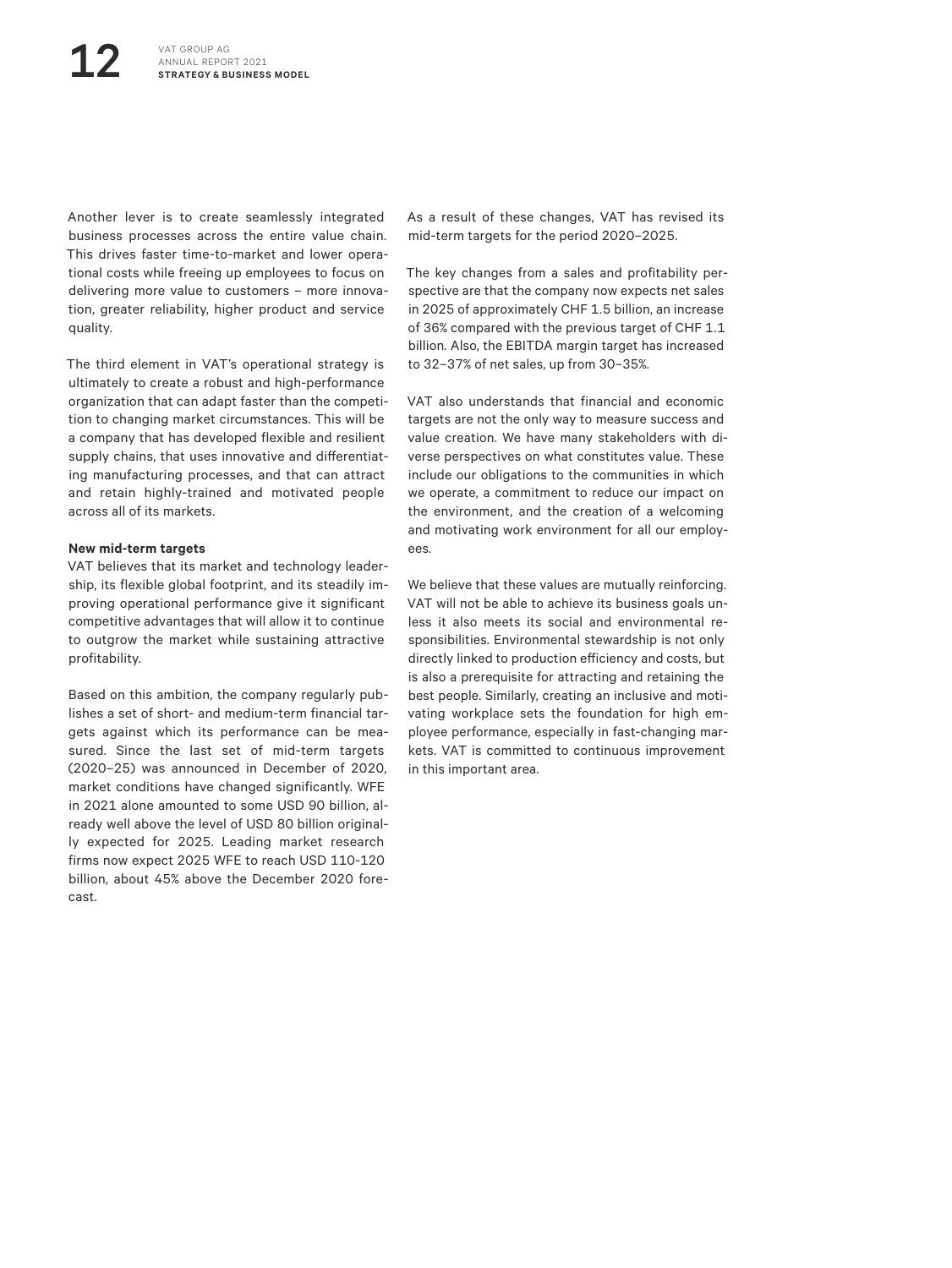Another lever is to create seamlessly integrated business processes across the entire value chain. This drives faster time-to-market and lower operational costs while freeing up employees to focus on delivering more value to customers – more innovation, greater reliability, higher product and service quality.

The third element in VAT's operational strategy is ultimately to create a robust and high-performance organization that can adapt faster than the competition to changing market circumstances. This will be a company that has developed flexible and resilient supply chains, that uses innovative and differentiating manufacturing processes, and that can attract and retain highly-trained and motivated people across all of its markets.

**New mid-term targets**

VAT believes that its market and technology leadership, its flexible global footprint, and its steadily improving operational performance give it significant competitive advantages that will allow it to continue to outgrow the market while sustaining attractive profitability.

Based on this ambition, the company regularly publishes a set of short- and medium-term financial targets against which its performance can be measured. Since the last set of mid-term targets (2020–25) was announced in December of 2020, market conditions have changed significantly. WFE in 2021 alone amounted to some USD 90 billion, already well above the level of USD 80 billion originally expected for 2025. Leading market research firms now expect 2025 WFE to reach USD 110-120 billion, about 45% above the December 2020 forecast.

As a result of these changes, VAT has revised its mid-term targets for the period 2020–2025.

The key changes from a sales and profitability perspective are that the company now expects net sales in 2025 of approximately CHF 1.5 billion, an increase of 36% compared with the previous target of CHF 1.1 billion. Also, the EBITDA margin target has increased to 32–37% of net sales, up from 30–35%.

VAT also understands that financial and economic targets are not the only way to measure success and value creation. We have many stakeholders with diverse perspectives on what constitutes value. These include our obligations to the communities in which we operate, a commitment to reduce our impact on the environment, and the creation of a welcoming and motivating work environment for all our employees.

We believe that these values are mutually reinforcing. VAT will not be able to achieve its business goals unless it also meets its social and environmental responsibilities. Environmental stewardship is not only directly linked to production efficiency and costs, but is also a prerequisite for attracting and retaining the best people. Similarly, creating an inclusive and motivating workplace sets the foundation for high employee performance, especially in fast-changing markets. VAT is committed to continuous improvement in this important area.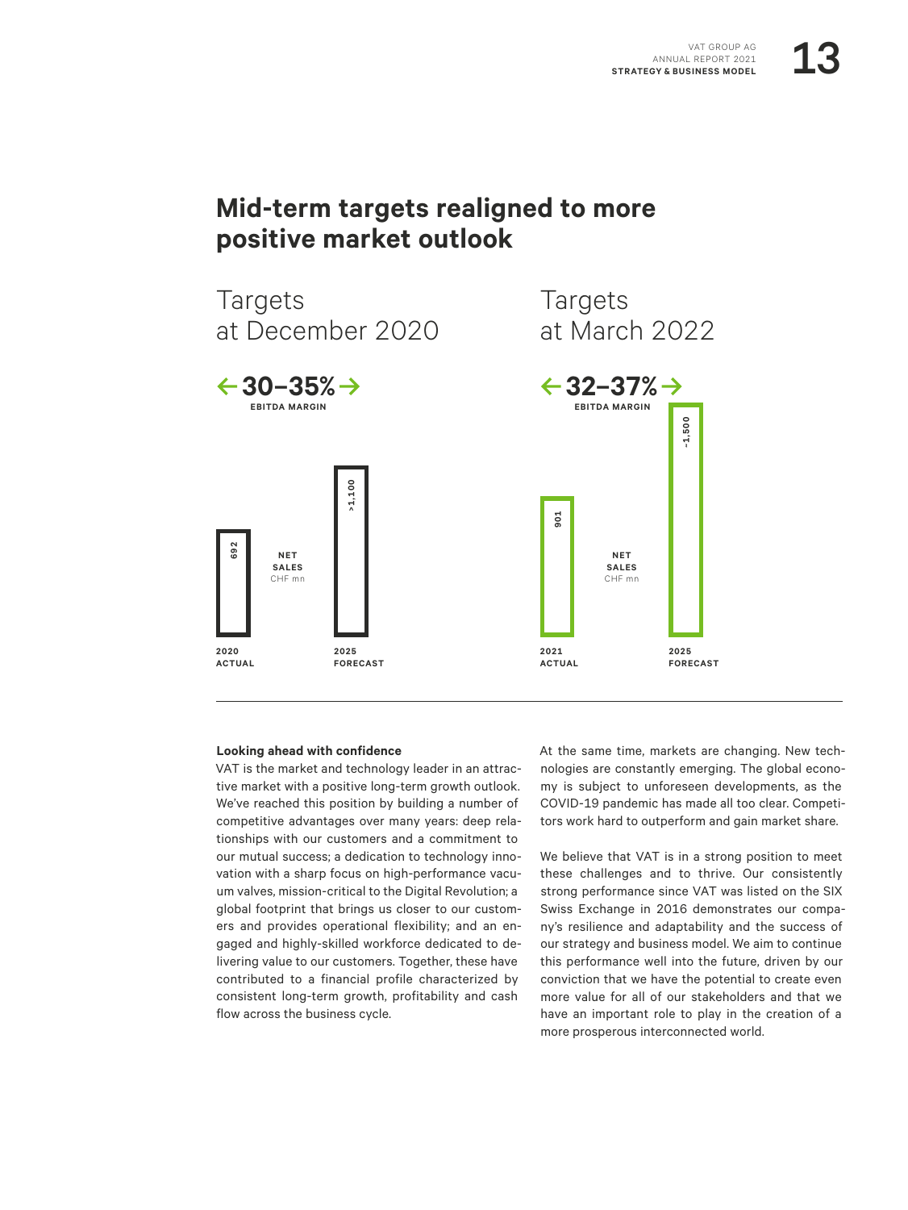# Mid-term targets realigned to more positive market outlook

## Targets at December 2020

30–35%
EBITDA MARGIN

692
NET SALES CHF mn
>1,100

2020 ACTUAL
2025 FORECAST

## Targets at March 2022

32–37%
EBITDA MARGIN

901
NET SALES CHF mn
~1,500

2021 ACTUAL
2025 FORECAST

**Looking ahead with confidence**
VAT is the market and technology leader in an attractive market with a positive long-term growth outlook. We've reached this position by building a number of competitive advantages over many years: deep relationships with our customers and a commitment to our mutual success; a dedication to technology innovation with a sharp focus on high-performance vacuum valves, mission-critical to the Digital Revolution; a global footprint that brings us closer to our customers and provides operational flexibility; and an engaged and highly-skilled workforce dedicated to delivering value to our customers. Together, these have contributed to a financial profile characterized by consistent long-term growth, profitability and cash flow across the business cycle.

At the same time, markets are changing. New technologies are constantly emerging. The global economy is subject to unforeseen developments, as the COVID-19 pandemic has made all too clear. Competitors work hard to outperform and gain market share.

We believe that VAT is in a strong position to meet these challenges and to thrive. Our consistently strong performance since VAT was listed on the SIX Swiss Exchange in 2016 demonstrates our company's resilience and adaptability and the success of our strategy and business model. We aim to continue this performance well into the future, driven by our conviction that we have the potential to create even more value for all of our stakeholders and that we have an important role to play in the creation of a more prosperous interconnected world.